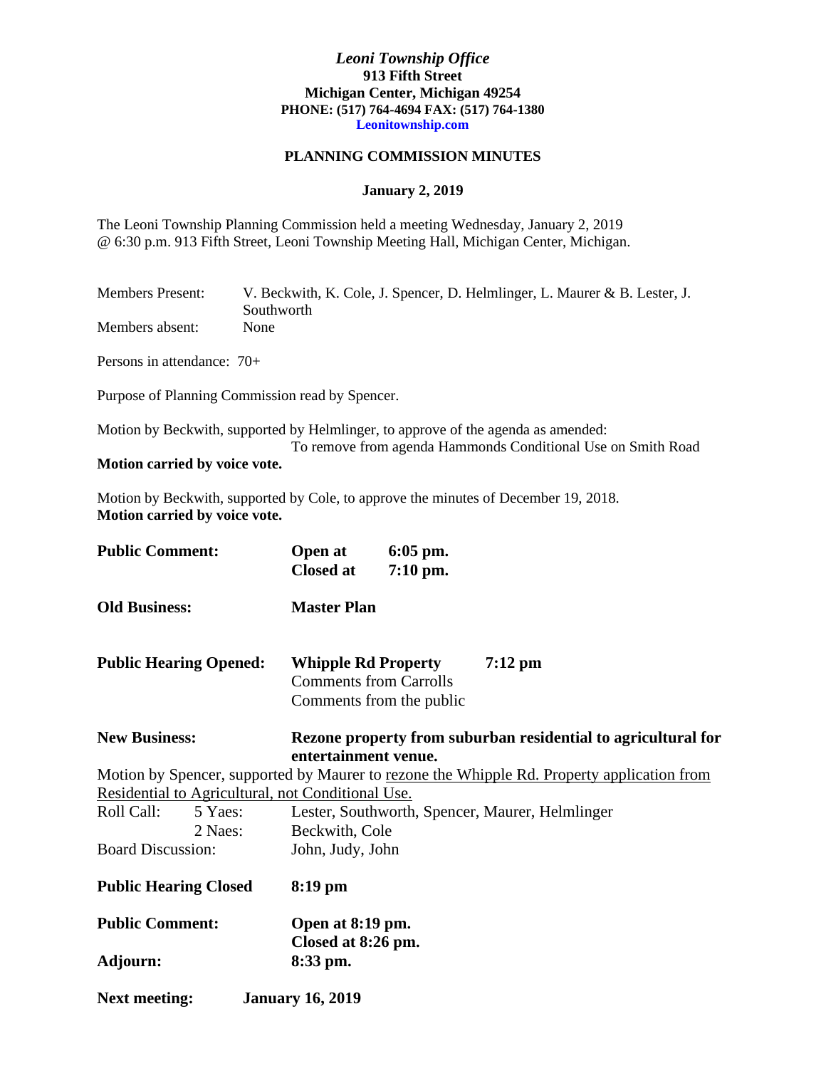***Leoni Township Office***
**913 Fifth Street**
**Michigan Center, Michigan 49254**
**PHONE: (517) 764-4694 FAX: (517) 764-1380**
**Leonitownship.com**

## PLANNING COMMISSION MINUTES

**January 2, 2019**

The Leoni Township Planning Commission held a meeting Wednesday, January 2, 2019 @ 6:30 p.m. 913 Fifth Street, Leoni Township Meeting Hall, Michigan Center, Michigan.

Members Present: V. Beckwith, K. Cole, J. Spencer, D. Helmlinger, L. Maurer & B. Lester, J. Southworth
Members absent: None

Persons in attendance: 70+

Purpose of Planning Commission read by Spencer.

Motion by Beckwith, supported by Helmlinger, to approve of the agenda as amended:
To remove from agenda Hammonds Conditional Use on Smith Road
**Motion carried by voice vote.**

Motion by Beckwith, supported by Cole, to approve the minutes of December 19, 2018.
**Motion carried by voice vote.**

**Public Comment:** **Open at 6:05 pm.**
**Closed at 7:10 pm.**

**Old Business:** **Master Plan**

**Public Hearing Opened:** **Whipple Rd Property** **7:12 pm**
Comments from Carrolls
Comments from the public

**New Business:** **Rezone property from suburban residential to agricultural for entertainment venue.**

Motion by Spencer, supported by Maurer to rezone the Whipple Rd. Property application from Residential to Agricultural, not Conditional Use.

Roll Call: 5 Yaes: Lester, Southworth, Spencer, Maurer, Helmlinger
2 Naes: Beckwith, Cole

Board Discussion: John, Judy, John

**Public Hearing Closed** **8:19 pm**

**Public Comment:** **Open at 8:19 pm.**
**Closed at 8:26 pm.**

**Adjourn:** **8:33 pm.**

**Next meeting:** **January 16, 2019**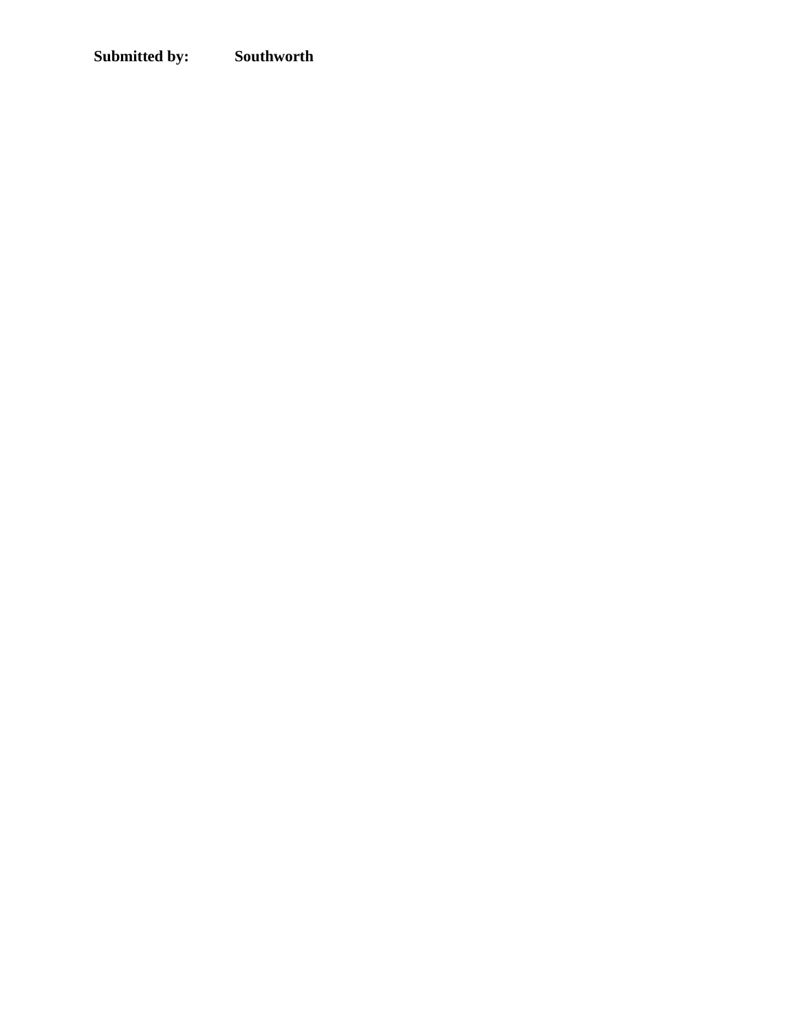**Submitted by:** **Southworth**